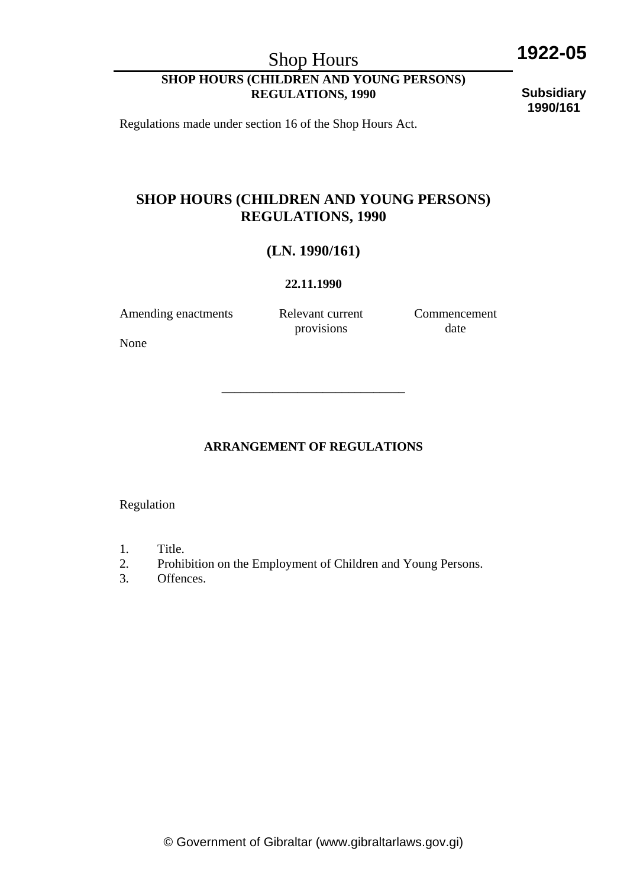Regulations made under section 16 of the Shop Hours Act.

# SHOP HOURS (CHILDREN AND YOUNG PERSONS) REGULATIONS, 1990

## (LN. 1990/161)

**22.11.1990**

| Amending enactments | Relevant current provisions | Commencement date |
| --- | --- | --- |
| None | | |

---

## ARRANGEMENT OF REGULATIONS

Regulation

1. Title.
2. Prohibition on the Employment of Children and Young Persons.
3. Offences.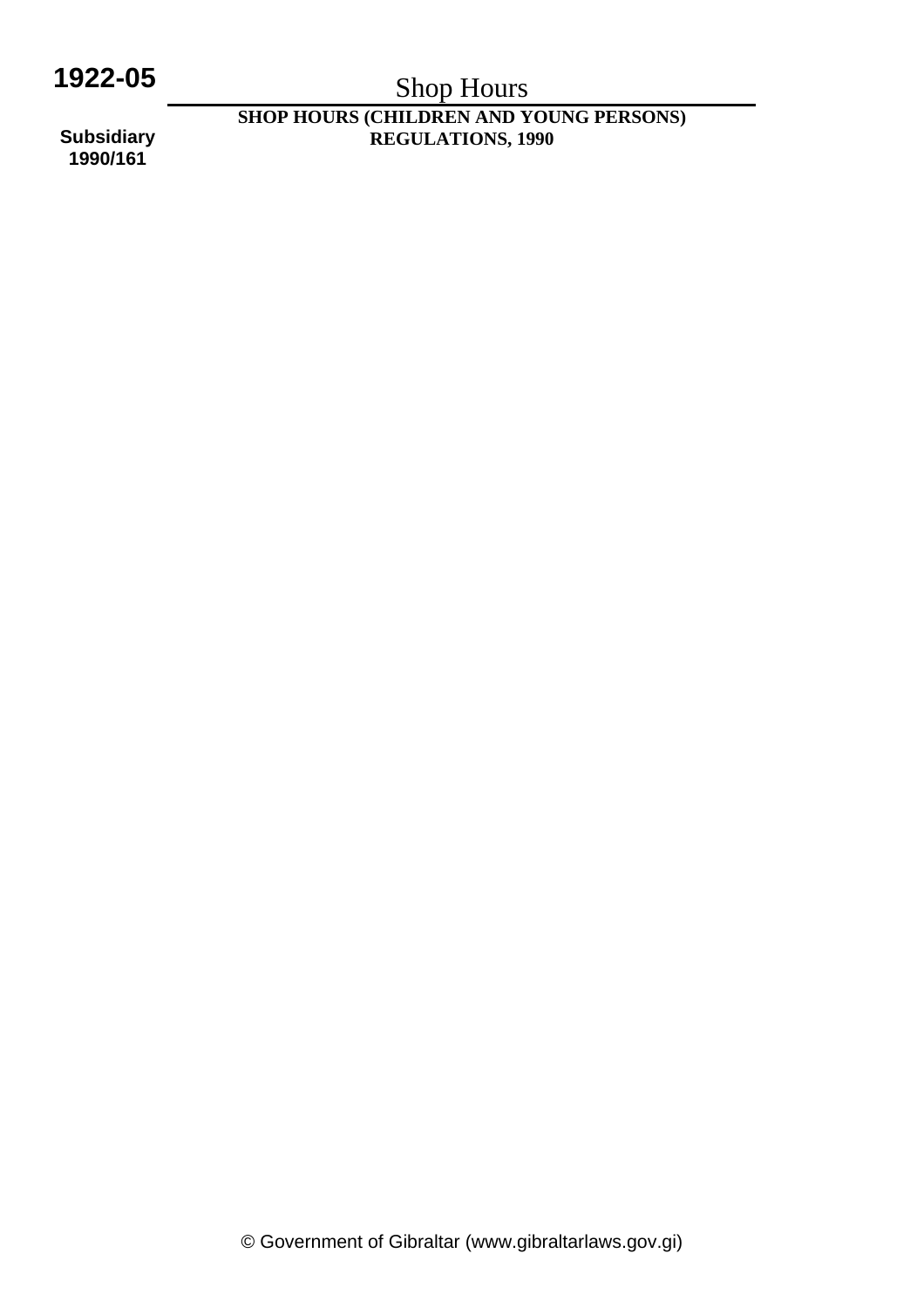**SHOP HOURS (CHILDREN AND YOUNG PERSONS) REGULATIONS, 1990**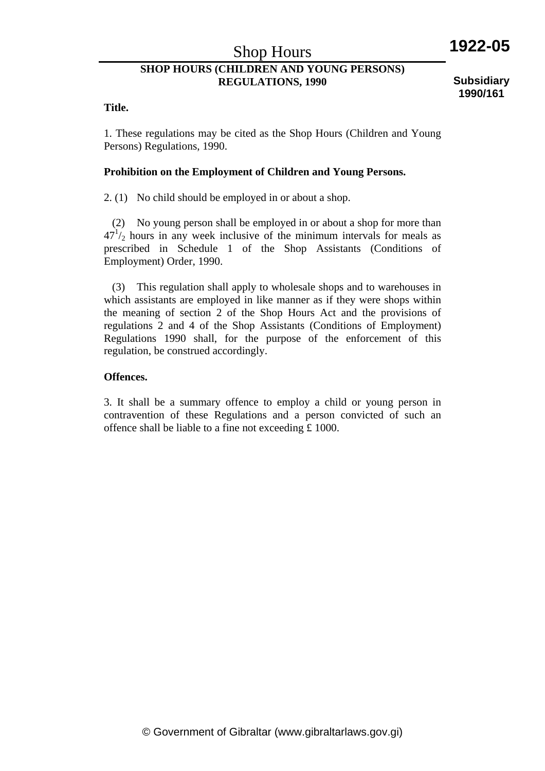# SHOP HOURS (CHILDREN AND YOUNG PERSONS) REGULATIONS, 1990

Subsidiary 1990/161

**Title.**

1. These regulations may be cited as the Shop Hours (Children and Young Persons) Regulations, 1990.

**Prohibition on the Employment of Children and Young Persons.**

2. (1) No child should be employed in or about a shop.

(2) No young person shall be employed in or about a shop for more than $47^1/_2$ hours in any week inclusive of the minimum intervals for meals as prescribed in Schedule 1 of the Shop Assistants (Conditions of Employment) Order, 1990.

(3) This regulation shall apply to wholesale shops and to warehouses in which assistants are employed in like manner as if they were shops within the meaning of section 2 of the Shop Hours Act and the provisions of regulations 2 and 4 of the Shop Assistants (Conditions of Employment) Regulations 1990 shall, for the purpose of the enforcement of this regulation, be construed accordingly.

**Offences.**

3. It shall be a summary offence to employ a child or young person in contravention of these Regulations and a person convicted of such an offence shall be liable to a fine not exceeding £ 1000.